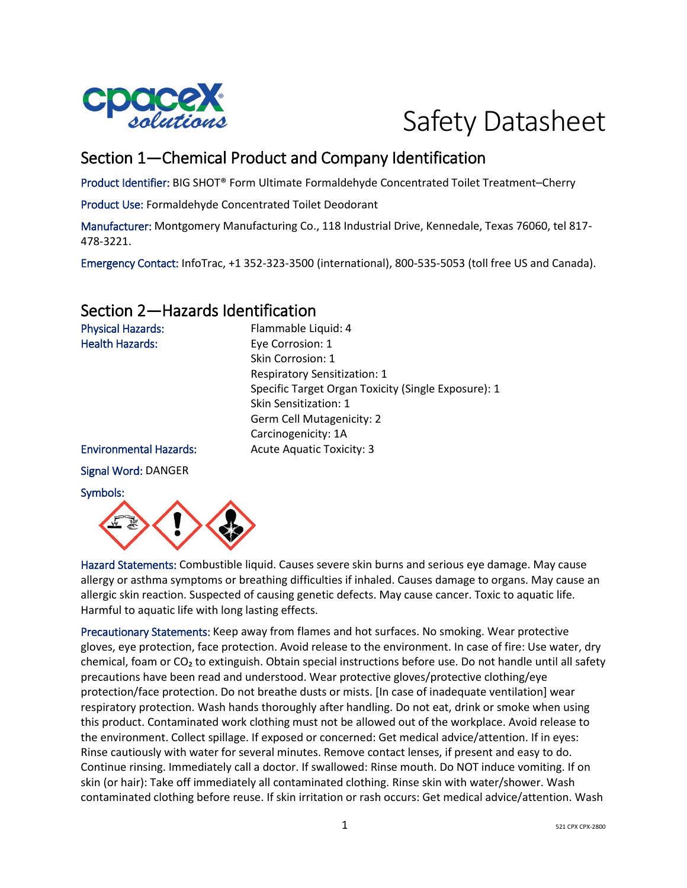# Safety Datasheet

## Section 1—Chemical Product and Company Identification

Product Identifier: BIG SHOT® Form Ultimate Formaldehyde Concentrated Toilet Treatment–Cherry

Product Use: Formaldehyde Concentrated Toilet Deodorant

Manufacturer: Montgomery Manufacturing Co., 118 Industrial Drive, Kennedale, Texas 76060, tel 817-478-3221.

Emergency Contact: InfoTrac, +1 352-323-3500 (international), 800-535-5053 (toll free US and Canada).

## Section 2—Hazards Identification

| | |
|---|---|
| Physical Hazards: | Flammable Liquid: 4 |
| Health Hazards: | Eye Corrosion: 1 |
| | Skin Corrosion: 1 |
| | Respiratory Sensitization: 1 |
| | Specific Target Organ Toxicity (Single Exposure): 1 |
| | Skin Sensitization: 1 |
| | Germ Cell Mutagenicity: 2 |
| | Carcinogenicity: 1A |
| Environmental Hazards: | Acute Aquatic Toxicity: 3 |

Signal Word: DANGER

Symbols:

Hazard Statements: Combustible liquid. Causes severe skin burns and serious eye damage. May cause allergy or asthma symptoms or breathing difficulties if inhaled. Causes damage to organs. May cause an allergic skin reaction. Suspected of causing genetic defects. May cause cancer. Toxic to aquatic life. Harmful to aquatic life with long lasting effects.

Precautionary Statements: Keep away from flames and hot surfaces. No smoking. Wear protective gloves, eye protection, face protection. Avoid release to the environment. In case of fire: Use water, dry chemical, foam or $CO_2$ to extinguish. Obtain special instructions before use. Do not handle until all safety precautions have been read and understood. Wear protective gloves/protective clothing/eye protection/face protection. Do not breathe dusts or mists. [In case of inadequate ventilation] wear respiratory protection. Wash hands thoroughly after handling. Do not eat, drink or smoke when using this product. Contaminated work clothing must not be allowed out of the workplace. Avoid release to the environment. Collect spillage. If exposed or concerned: Get medical advice/attention. If in eyes: Rinse cautiously with water for several minutes. Remove contact lenses, if present and easy to do. Continue rinsing. Immediately call a doctor. If swallowed: Rinse mouth. Do NOT induce vomiting. If on skin (or hair): Take off immediately all contaminated clothing. Rinse skin with water/shower. Wash contaminated clothing before reuse. If skin irritation or rash occurs: Get medical advice/attention. Wash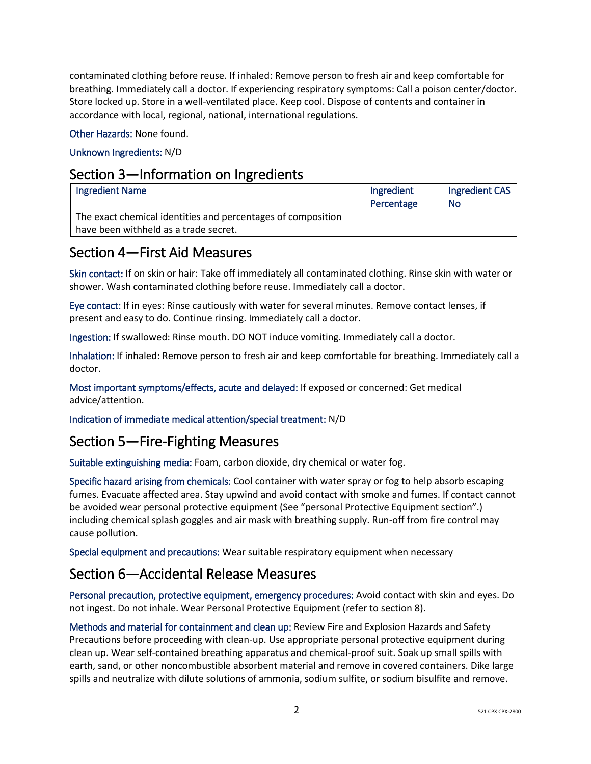contaminated clothing before reuse. If inhaled: Remove person to fresh air and keep comfortable for breathing. Immediately call a doctor. If experiencing respiratory symptoms: Call a poison center/doctor. Store locked up. Store in a well-ventilated place. Keep cool. Dispose of contents and container in accordance with local, regional, national, international regulations.

Other Hazards: None found.

Unknown Ingredients: N/D

## Section 3—Information on Ingredients

| Ingredient Name | Ingredient Percentage | Ingredient CAS No |
|---|---|---|
| The exact chemical identities and percentages of composition have been withheld as a trade secret. | | |

## Section 4—First Aid Measures

Skin contact: If on skin or hair: Take off immediately all contaminated clothing. Rinse skin with water or shower. Wash contaminated clothing before reuse. Immediately call a doctor.

Eye contact: If in eyes: Rinse cautiously with water for several minutes. Remove contact lenses, if present and easy to do. Continue rinsing. Immediately call a doctor.

Ingestion: If swallowed: Rinse mouth. DO NOT induce vomiting. Immediately call a doctor.

Inhalation: If inhaled: Remove person to fresh air and keep comfortable for breathing. Immediately call a doctor.

Most important symptoms/effects, acute and delayed: If exposed or concerned: Get medical advice/attention.

Indication of immediate medical attention/special treatment: N/D

## Section 5—Fire-Fighting Measures

Suitable extinguishing media: Foam, carbon dioxide, dry chemical or water fog.

Specific hazard arising from chemicals: Cool container with water spray or fog to help absorb escaping fumes. Evacuate affected area. Stay upwind and avoid contact with smoke and fumes. If contact cannot be avoided wear personal protective equipment (See "personal Protective Equipment section".) including chemical splash goggles and air mask with breathing supply. Run-off from fire control may cause pollution.

Special equipment and precautions: Wear suitable respiratory equipment when necessary

## Section 6—Accidental Release Measures

Personal precaution, protective equipment, emergency procedures: Avoid contact with skin and eyes. Do not ingest. Do not inhale. Wear Personal Protective Equipment (refer to section 8).

Methods and material for containment and clean up: Review Fire and Explosion Hazards and Safety Precautions before proceeding with clean-up. Use appropriate personal protective equipment during clean up. Wear self-contained breathing apparatus and chemical-proof suit. Soak up small spills with earth, sand, or other noncombustible absorbent material and remove in covered containers. Dike large spills and neutralize with dilute solutions of ammonia, sodium sulfite, or sodium bisulfite and remove.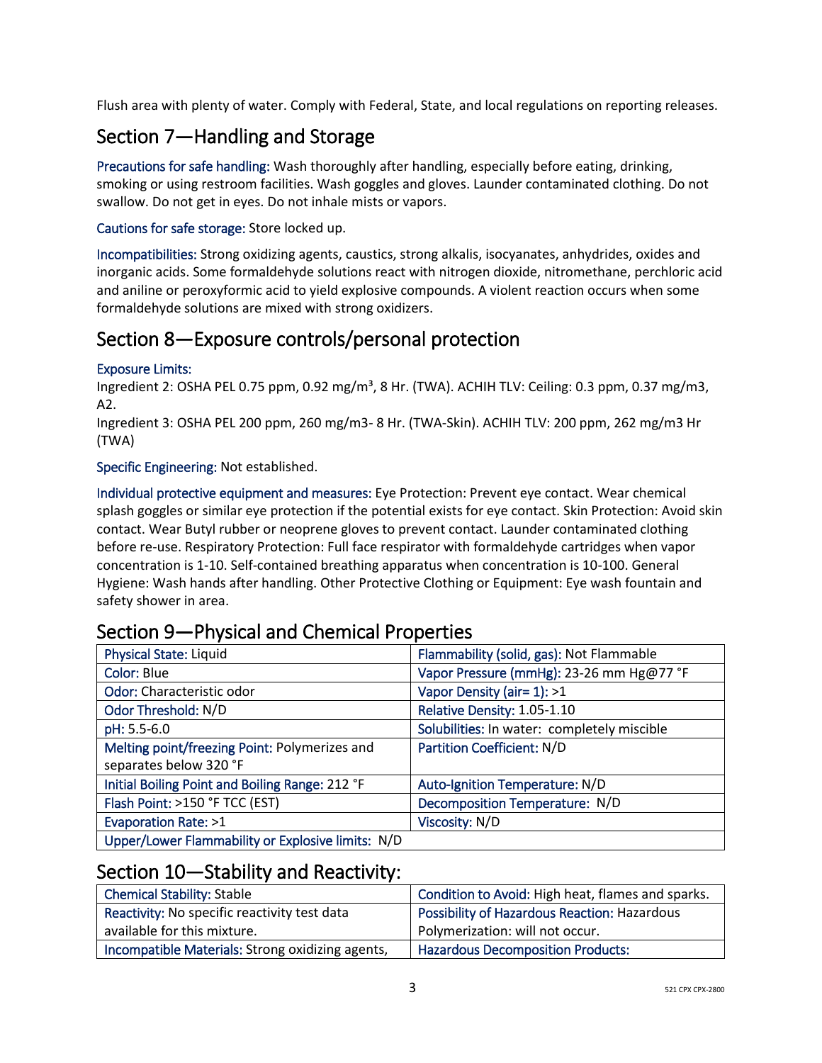Flush area with plenty of water. Comply with Federal, State, and local regulations on reporting releases.

## Section 7—Handling and Storage

Precautions for safe handling: Wash thoroughly after handling, especially before eating, drinking, smoking or using restroom facilities. Wash goggles and gloves. Launder contaminated clothing. Do not swallow. Do not get in eyes. Do not inhale mists or vapors.

Cautions for safe storage: Store locked up.

Incompatibilities: Strong oxidizing agents, caustics, strong alkalis, isocyanates, anhydrides, oxides and inorganic acids. Some formaldehyde solutions react with nitrogen dioxide, nitromethane, perchloric acid and aniline or peroxyformic acid to yield explosive compounds. A violent reaction occurs when some formaldehyde solutions are mixed with strong oxidizers.

## Section 8—Exposure controls/personal protection

Exposure Limits:
Ingredient 2: OSHA PEL 0.75 ppm, 0.92 mg/m³, 8 Hr. (TWA). ACHIH TLV: Ceiling: 0.3 ppm, 0.37 mg/m3, A2.
Ingredient 3: OSHA PEL 200 ppm, 260 mg/m3- 8 Hr. (TWA-Skin). ACHIH TLV: 200 ppm, 262 mg/m3 Hr (TWA)

Specific Engineering: Not established.

Individual protective equipment and measures: Eye Protection: Prevent eye contact. Wear chemical splash goggles or similar eye protection if the potential exists for eye contact. Skin Protection: Avoid skin contact. Wear Butyl rubber or neoprene gloves to prevent contact. Launder contaminated clothing before re-use. Respiratory Protection: Full face respirator with formaldehyde cartridges when vapor concentration is 1-10. Self-contained breathing apparatus when concentration is 10-100. General Hygiene: Wash hands after handling. Other Protective Clothing or Equipment: Eye wash fountain and safety shower in area.

## Section 9—Physical and Chemical Properties

| Physical State: Liquid | Flammability (solid, gas): Not Flammable |
|---|---|
| Color: Blue | Vapor Pressure (mmHg): 23-26 mm Hg@77 °F |
| Odor: Characteristic odor | Vapor Density (air= 1): >1 |
| Odor Threshold: N/D | Relative Density: 1.05-1.10 |
| pH: 5.5-6.0 | Solubilities: In water: completely miscible |
| Melting point/freezing Point: Polymerizes and separates below 320 °F | Partition Coefficient: N/D |
| Initial Boiling Point and Boiling Range: 212 °F | Auto-Ignition Temperature: N/D |
| Flash Point: >150 °F TCC (EST) | Decomposition Temperature: N/D |
| Evaporation Rate: >1 | Viscosity: N/D |
| Upper/Lower Flammability or Explosive limits: N/D | |

## Section 10—Stability and Reactivity:

| Chemical Stability: Stable | Condition to Avoid: High heat, flames and sparks. |
|---|---|
| Reactivity: No specific reactivity test data available for this mixture. | Possibility of Hazardous Reaction: Hazardous Polymerization: will not occur. |
| Incompatible Materials: Strong oxidizing agents, | Hazardous Decomposition Products: |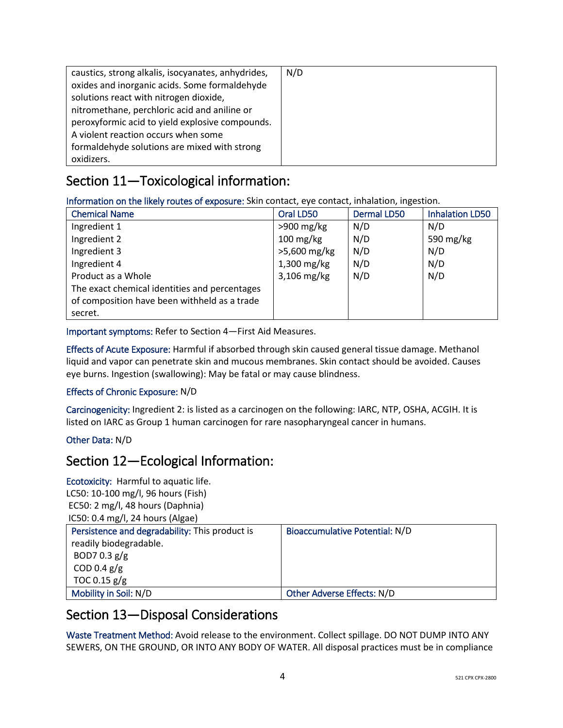| caustics, strong alkalis, isocyanates, anhydrides, oxides and inorganic acids. Some formaldehyde solutions react with nitrogen dioxide, nitromethane, perchloric acid and aniline or peroxyformic acid to yield explosive compounds. A violent reaction occurs when some formaldehyde solutions are mixed with strong oxidizers. | N/D |
|---|---|

## Section 11—Toxicological information:

Information on the likely routes of exposure: Skin contact, eye contact, inhalation, ingestion.

| Chemical Name | Oral LD50 | Dermal LD50 | Inhalation LD50 |
|---|---|---|---|
| Ingredient 1 | >900 mg/kg | N/D | N/D |
| Ingredient 2 | 100 mg/kg | N/D | 590 mg/kg |
| Ingredient 3 | >5,600 mg/kg | N/D | N/D |
| Ingredient 4 | 1,300 mg/kg | N/D | N/D |
| Product as a Whole | 3,106 mg/kg | N/D | N/D |
| The exact chemical identities and percentages of composition have been withheld as a trade secret. | | | |

Important symptoms: Refer to Section 4—First Aid Measures.

Effects of Acute Exposure: Harmful if absorbed through skin caused general tissue damage. Methanol liquid and vapor can penetrate skin and mucous membranes. Skin contact should be avoided. Causes eye burns. Ingestion (swallowing): May be fatal or may cause blindness.

Effects of Chronic Exposure: N/D

Carcinogenicity: Ingredient 2: is listed as a carcinogen on the following: IARC, NTP, OSHA, ACGIH. It is listed on IARC as Group 1 human carcinogen for rare nasopharyngeal cancer in humans.

Other Data: N/D

## Section 12—Ecological Information:

Ecotoxicity: Harmful to aquatic life.
LC50: 10-100 mg/l, 96 hours (Fish)
EC50: 2 mg/l, 48 hours (Daphnia)
IC50: 0.4 mg/l, 24 hours (Algae)

| Persistence and degradability: This product is readily biodegradable. BOD7 0.3 g/g COD 0.4 g/g TOC 0.15 g/g | Bioaccumulative Potential: N/D |
|---|---|
| Mobility in Soil: N/D | Other Adverse Effects: N/D |

## Section 13—Disposal Considerations

Waste Treatment Method: Avoid release to the environment. Collect spillage. DO NOT DUMP INTO ANY SEWERS, ON THE GROUND, OR INTO ANY BODY OF WATER. All disposal practices must be in compliance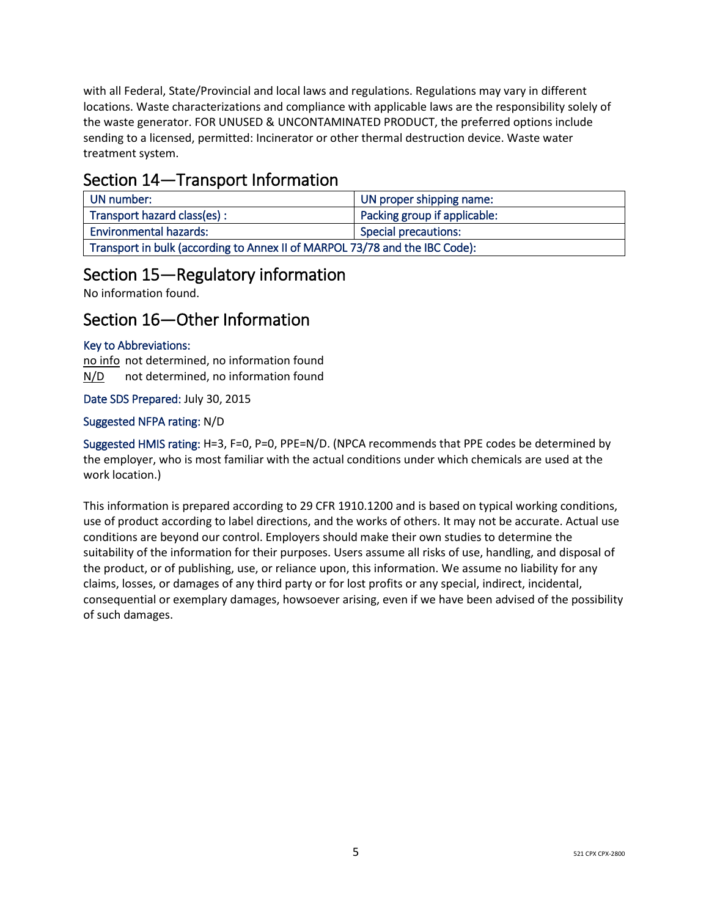with all Federal, State/Provincial and local laws and regulations. Regulations may vary in different locations. Waste characterizations and compliance with applicable laws are the responsibility solely of the waste generator. FOR UNUSED & UNCONTAMINATED PRODUCT, the preferred options include sending to a licensed, permitted: Incinerator or other thermal destruction device. Waste water treatment system.

## Section 14—Transport Information

| | |
|---|---|
| UN number: | UN proper shipping name: |
| Transport hazard class(es) : | Packing group if applicable: |
| Environmental hazards: | Special precautions: |
| Transport in bulk (according to Annex II of MARPOL 73/78 and the IBC Code): | |

## Section 15—Regulatory information

No information found.

## Section 16—Other Information

**Key to Abbreviations:**

no info not determined, no information found
N/D not determined, no information found

**Date SDS Prepared:** July 30, 2015

**Suggested NFPA rating:** N/D

**Suggested HMIS rating:** H=3, F=0, P=0, PPE=N/D. (NPCA recommends that PPE codes be determined by the employer, who is most familiar with the actual conditions under which chemicals are used at the work location.)

This information is prepared according to 29 CFR 1910.1200 and is based on typical working conditions, use of product according to label directions, and the works of others. It may not be accurate. Actual use conditions are beyond our control. Employers should make their own studies to determine the suitability of the information for their purposes. Users assume all risks of use, handling, and disposal of the product, or of publishing, use, or reliance upon, this information. We assume no liability for any claims, losses, or damages of any third party or for lost profits or any special, indirect, incidental, consequential or exemplary damages, howsoever arising, even if we have been advised of the possibility of such damages.